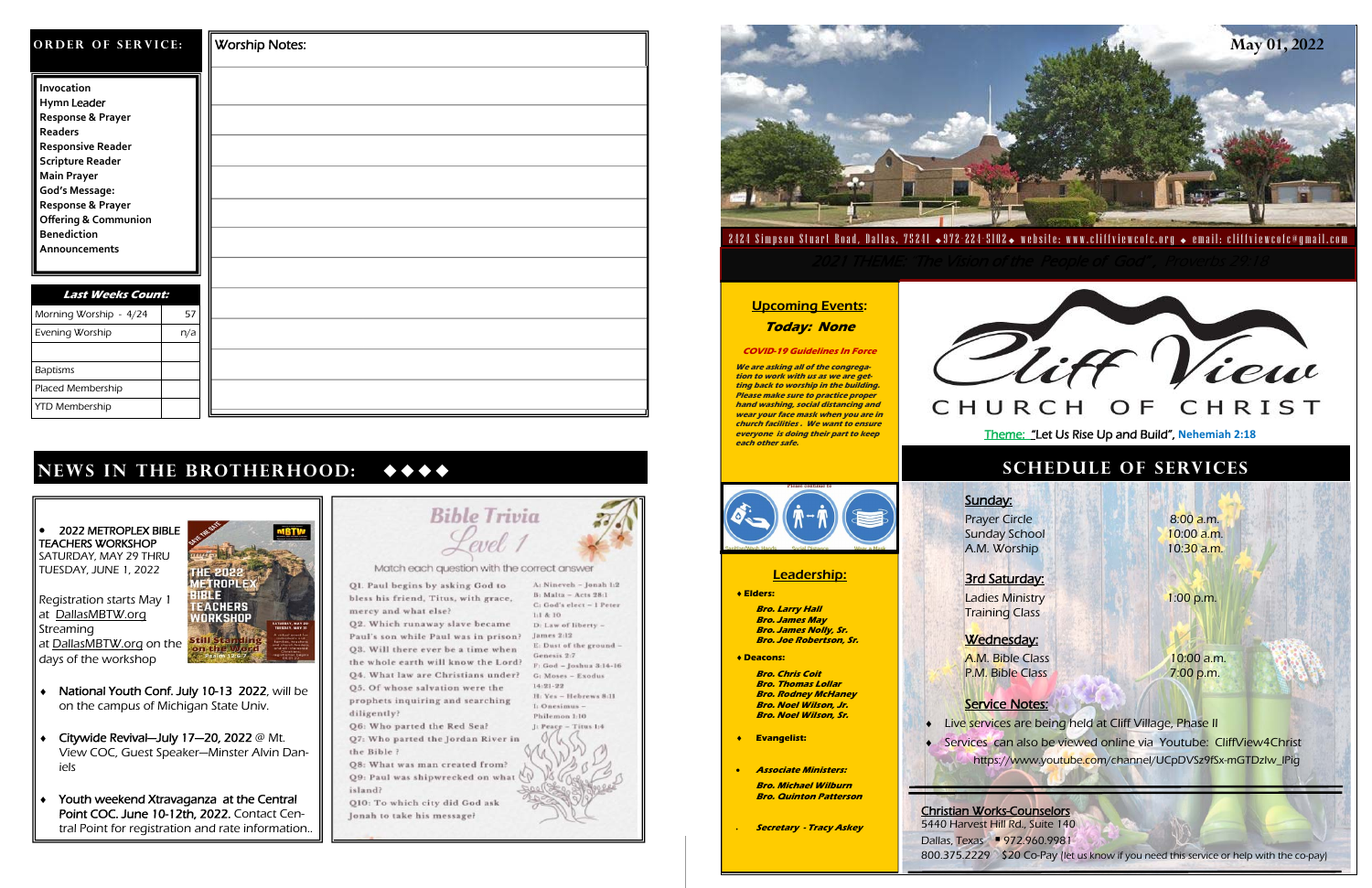## ORDER OF SERVICE:

- Invocation
- Hymn Leader
- Response & Prayer
- Readers
- Responsive Reader
- Scripture Reader
- Main Prayer
- God's Message:
- Response & Prayer
- Offering & Communion
- Benediction
- Announcements

| *Last Weeks Count:* | |
|---|---|
| Morning Worship - 4/24 | 57 |
| Evening Worship | n/a |
| | |
| Baptisms | |
| Placed Membership | |
| YTD Membership | |

Worship Notes:

## NEWS IN THE BROTHERHOOD: ◆◆◆◆

- 2022 METROPLEX BIBLE TEACHERS WORKSHOP SATURDAY, MAY 29 THRU TUESDAY, JUNE 1, 2022

  Registration starts May 1 at DallasMBTW.org Streaming at DallasMBTW.org on the days of the workshop

- National Youth Conf. July 10-13 2022, will be on the campus of Michigan State Univ.
- Citywide Revival—July 17—20, 2022 @ Mt. View COC, Guest Speaker—Minster Alvin Daniels
- Youth weekend Xtravaganza at the Central Point COC. June 10-12th, 2022. Contact Central Point for registration and rate information..

### Bible Trivia Level 1

Match each question with the correct answer

Q1. Paul begins by asking God to bless his friend, Titus, with grace, mercy and what else?
Q2. Which runaway slave became Paul's son while Paul was in prison?
Q3. Will there ever be a time when the whole earth will know the Lord?
Q4. What law are Christians under?
Q5. Of whose salvation were the prophets inquiring and searching diligently?
Q6: Who parted the Red Sea?
Q7: Who parted the Jordan River in the Bible?
Q8: What was man created from?
Q9: Paul was shipwrecked on what island?
Q10: To which city did God ask Jonah to take his message?

A: Nineveh – Jonah 1:2
B: Malta – Acts 28:1
C: God's elect – 1 Peter 1:1 & 10
D: Law of liberty – James 2:12
E: Dust of the ground – Genesis 2:7
F: God – Joshua 3:14-16
G: Moses – Exodus 14:21-22
H: Yes – Hebrews 8:11
I: Onesimus – Philemon 1:10
J: Peace – Titus 1:4

**May 01, 2022**

2424 Simpson Stuart Road, Dallas, 75241 ◆972-224-5102◆ website: www.cliffviewcofc.org ◆ email: cliffviewcofc@gmail.com

2021 THEME: "The Vision of the People of God", Proverbs 29:18

# Cliff View CHURCH OF CHRIST

Theme: "Let Us Rise Up and Build", Nehemiah 2:18

### Upcoming Events:

**Today: None**

***COVID-19 Guidelines In Force***

***We are asking all of the congregation to work with us as we are getting back to worship in the building. Please make sure to practice proper hand washing, social distancing and wear your face mask when you are in church facilities. We want to ensure everyone is doing their part to keep each other safe.***

### Leadership:

**Elders:**

- *Bro. Larry Hall*
- *Bro. James May*
- *Bro. James Nolly, Sr.*
- *Bro. Joe Robertson, Sr.*

**Deacons:**

- *Bro. Chris Coit*
- *Bro. Thomas Lollar*
- *Bro. Rodney McHaney*
- *Bro. Noel Wilson, Jr.*
- *Bro. Noel Wilson, Sr.*

***Evangelist:***

***Associate Ministers:***

- *Bro. Michael Wilburn*
- *Bro. Quinton Patterson*

***Secretary - Tracy Askey***

## SCHEDULE OF SERVICES

**Sunday:**

| | |
|---|---|
| Prayer Circle | 8:00 a.m. |
| Sunday School | 10:00 a.m. |
| A.M. Worship | 10:30 a.m. |

**3rd Saturday:**

| | |
|---|---|
| Ladies Ministry Training Class | 1:00 p.m. |

**Wednesday:**

| | |
|---|---|
| A.M. Bible Class | 10:00 a.m. |
| P.M. Bible Class | 7:00 p.m. |

**Service Notes:**

- Live services are being held at Cliff Village, Phase II
- Services can also be viewed online via Youtube: CliffView4Christ https://www.youtube.com/channel/UCpDVSz9fSx-mGTDzIw_lPig

**Christian Works-Counselors**
5440 Harvest Hill Rd., Suite 140
Dallas, Texas ▪ 972.960.9981
800.375.2229 $20 Co-Pay (let us know if you need this service or help with the co-pay)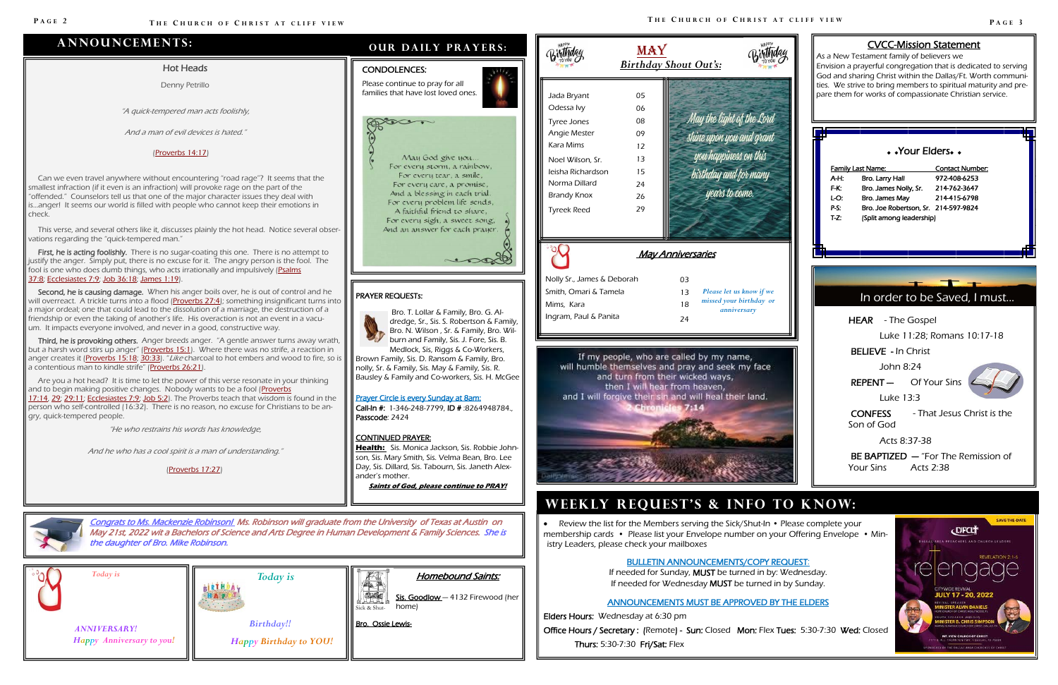## ANNOUNCEMENTS:

### Hot Heads

Denny Petrillo

*"A quick-tempered man acts foolishly,*

*And a man of evil devices is hated."*

(Proverbs 14:17)

Can we even travel anywhere without encountering "road rage"? It seems that the smallest infraction (if it even is an infraction) will provoke rage on the part of the "offended." Counselors tell us that one of the major character issues they deal with is…anger! It seems our world is filled with people who cannot keep their emotions in check.

This verse, and several others like it, discusses plainly the hot head. Notice several observations regarding the "quick-tempered man."

**First, he is acting foolishly.** There is no sugar-coating this one. There is no attempt to justify the anger. Simply put, there is no excuse for it. The angry person is the fool. The fool is one who does dumb things, who acts irrationally and impulsively (Psalms 37:8; Ecclesiastes 7:9; Job 36:18; James 1:19).

**Second, he is causing damage.** When his anger boils over, he is out of control and he will overreact. A trickle turns into a flood (Proverbs 27:4); something insignificant turns into a major ordeal; one that could lead to the dissolution of a marriage, the destruction of a friendship or even the taking of another's life. His overaction is not an event in a vacuum. It impacts everyone involved, and never in a good, constructive way.

**Third, he is provoking others.** Anger breeds anger. "A gentle answer turns away wrath, but a harsh word stirs up anger" (Proverbs 15:1). Where there was no strife, a reaction in anger creates it (Proverbs 15:18; 30:33). "*Like* charcoal to hot embers and wood to fire, so is a contentious man to kindle strife" (Proverbs 26:21).

Are you a hot head? It is time to let the power of this verse resonate in your thinking and to begin making positive changes. Nobody wants to be a fool (Proverbs 17:14, 29; 29:11; Ecclesiastes 7:9; Job 5:2). The Proverbs teach that wisdom is found in the person who self-controlled (16:32). There is no reason, no excuse for Christians to be angry, quick-tempered people.

*"He who restrains his words has knowledge,*

*And he who has a cool spirit is a man of understanding."*

(Proverbs 17:27)

*Congrats to Ms. Mackenzie Robinson! Ms. Robinson will graduate from the University of Texas at Austin on May 21st, 2022 wit a Bachelors of Science and Arts Degree in Human Development & Family Sciences. She is the daughter of Bro. Mike Robinson.*

*Today is*

*ANNIVERSARY!*

*Happy Anniversary to you!*

*Today is*

*Birthday!!*

*Happy Birthday to YOU!*

## OUR DAILY PRAYERS:

**CONDOLENCES:**

Please continue to pray for all families that have lost loved ones.

May God give you…
For every storm, a rainbow,
For every tear, a smile,
For every care, a promise,
And a blessing in each trial.
For every problem life sends,
A faithful friend to share,
For every sigh, a sweet song,
And an answer for each prayer.

**PRAYER REQUESTS:**

Bro. T. Lollar & Family, Bro. G. Aldredge, Sr., Sis. S. Robertson & Family, Bro. N. Wilson , Sr. & Family, Bro. Wilburn and Family, Sis. J. Fore, Sis. B. Medlock, Sis, Riggs & Co-Workers, Brown Family, Sis. D. Ransom & Family, Bro. Nolly, Sr. & Family, Sis. May & Family, Sis. R. Bausley & Family and Co-workers, Sis. H. McGee

Prayer Circle is every Sunday at 8am:
Call-In #: 1-346-248-7799, ID #:8264948784., Passcode: 2424

**CONTINUED PRAYER:**

**Health:** Sis. Monica Jackson, Sis. Robbie Johnson, Sis. Mary Smith, Sis. Velma Bean, Bro. Lee Day, Sis. Dillard, Sis. Tabourn, Sis. Janeth Alexander's mother.

***Saints of God, please continue to PRAY!***

### Homebound Saints:

Sis. Goodlow — 4132 Firewood (her home)

Bro. Ossie Lewis-

Sick & Shut-

## MAY Birthday Shout Out's:

| | |
|---|---|
| Jada Bryant | 05 |
| Odessa Ivy | 06 |
| Tyree Jones | 08 |
| Angie Mester | 09 |
| Kara Mims | 12 |
| Noel Wilson, Sr. | 13 |
| Ieisha Richardson | 15 |
| Norma Dillard | 24 |
| Brandy Knox | 26 |
| Tyreek Reed | 29 |

*May the light of the Lord shine upon you and grant you happiness on this birthday and for many years to come.*

### May Anniversaries

| | |
|---|---|
| Nolly Sr., James & Deborah | 03 |
| Smith, Omari & Tamela | 13 |
| Mims, Kara | 18 |
| Ingram, Paul & Panita | 24 |

*Please let us know if we missed your birthday or anniversary*

If my people, who are called by my name, will humble themselves and pray and seek my face and turn from their wicked ways, then I will hear from heaven, and I will forgive their sin and will heal their land. 2 Chronicles 7:14

## CVCC-Mission Statement

As a New Testament family of believers we Envision a prayerful congregation that is dedicated to serving God and sharing Christ within the Dallas/Ft. Worth communities. We strive to bring members to spiritual maturity and prepare them for works of compassionate Christian service.

### Your Elders

| Family Last Name: | | Contact Number: |
|---|---|---|
| A-H: | Bro. Larry Hall | 972-408-6253 |
| F-K: | Bro. James Nolly, Sr. | 214-762-3647 |
| L-O: | Bro. James May | 214-415-6798 |
| P-S: | Bro. Joe Robertson, Sr. | 214-597-9824 |
| T-Z: | (Split among leadership) | |

### In order to be Saved, I must…

**HEAR** - The Gospel
Luke 11:28; Romans 10:17-18

**BELIEVE** - In Christ
John 8:24

**REPENT** — Of Your Sins
Luke 13:3

**CONFESS** - That Jesus Christ is the Son of God
Acts 8:37-38

**BE BAPTIZED** — "For The Remission of Your Sins Acts 2:38

## WEEKLY REQUEST'S & INFO TO KNOW:

- Review the list for the Members serving the Sick/Shut-In • Please complete your membership cards • Please list your Envelope number on your Offering Envelope • Ministry Leaders, please check your mailboxes

BULLETIN ANNOUNCEMENTS/COPY REQUEST:
If needed for Sunday, **MUST** be turned in by: Wednesday.
If needed for Wednesday **MUST** be turned in by Sunday.

ANNOUNCEMENTS MUST BE APPROVED BY THE ELDERS

**Elders Hours:** Wednesday at 6:30 pm

**Office Hours / Secretary :** (Remote) - **Sun:** Closed **Mon:** Flex **Tues:** 5:30-7:30 **Wed:** Closed **Thurs:** 5:30-7:30 **Fri/Sat:** Flex

SAVE THE DATE
DAPCL
DALLAS AREA PREACHERS AND CHURCH LEADERS
REVELATION 2:1-6
re|engage
CITYWIDE REVIVAL
JULY 17 - 20, 2022
MINISTER ALVIN DANIELS
MINISTER B. CHRIS SIMPSON
MT. VIEW CHURCH OF CHRIST
SPONSORED BY THE DALLAS AREA CHURCHES OF CHRIST